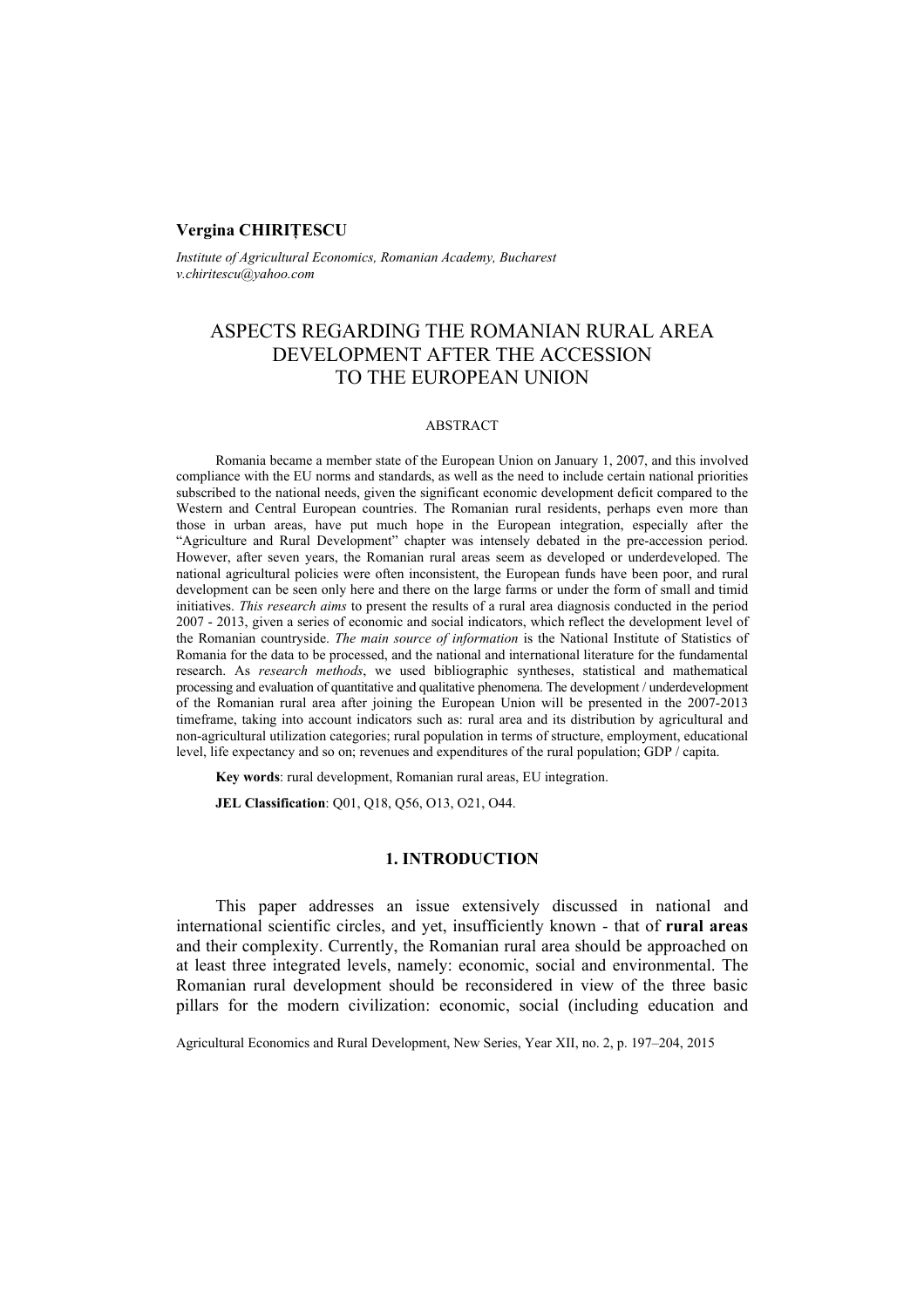**Vergina CHIRIȚESCU**

*Institute of Agricultural Economics, Romanian Academy, Bucharest*
*v.chiritescu@yahoo.com*

# ASPECTS REGARDING THE ROMANIAN RURAL AREA DEVELOPMENT AFTER THE ACCESSION TO THE EUROPEAN UNION

## ABSTRACT

Romania became a member state of the European Union on January 1, 2007, and this involved compliance with the EU norms and standards, as well as the need to include certain national priorities subscribed to the national needs, given the significant economic development deficit compared to the Western and Central European countries. The Romanian rural residents, perhaps even more than those in urban areas, have put much hope in the European integration, especially after the "Agriculture and Rural Development" chapter was intensely debated in the pre-accession period. However, after seven years, the Romanian rural areas seem as developed or underdeveloped. The national agricultural policies were often inconsistent, the European funds have been poor, and rural development can be seen only here and there on the large farms or under the form of small and timid initiatives. *This research aims* to present the results of a rural area diagnosis conducted in the period 2007 - 2013, given a series of economic and social indicators, which reflect the development level of the Romanian countryside. *The main source of information* is the National Institute of Statistics of Romania for the data to be processed, and the national and international literature for the fundamental research. As *research methods*, we used bibliographic syntheses, statistical and mathematical processing and evaluation of quantitative and qualitative phenomena. The development / underdevelopment of the Romanian rural area after joining the European Union will be presented in the 2007-2013 timeframe, taking into account indicators such as: rural area and its distribution by agricultural and non-agricultural utilization categories; rural population in terms of structure, employment, educational level, life expectancy and so on; revenues and expenditures of the rural population; GDP / capita.

**Key words**: rural development, Romanian rural areas, EU integration.

**JEL Classification**: Q01, Q18, Q56, O13, O21, O44.

## 1. INTRODUCTION

This paper addresses an issue extensively discussed in national and international scientific circles, and yet, insufficiently known - that of **rural areas** and their complexity. Currently, the Romanian rural area should be approached on at least three integrated levels, namely: economic, social and environmental. The Romanian rural development should be reconsidered in view of the three basic pillars for the modern civilization: economic, social (including education and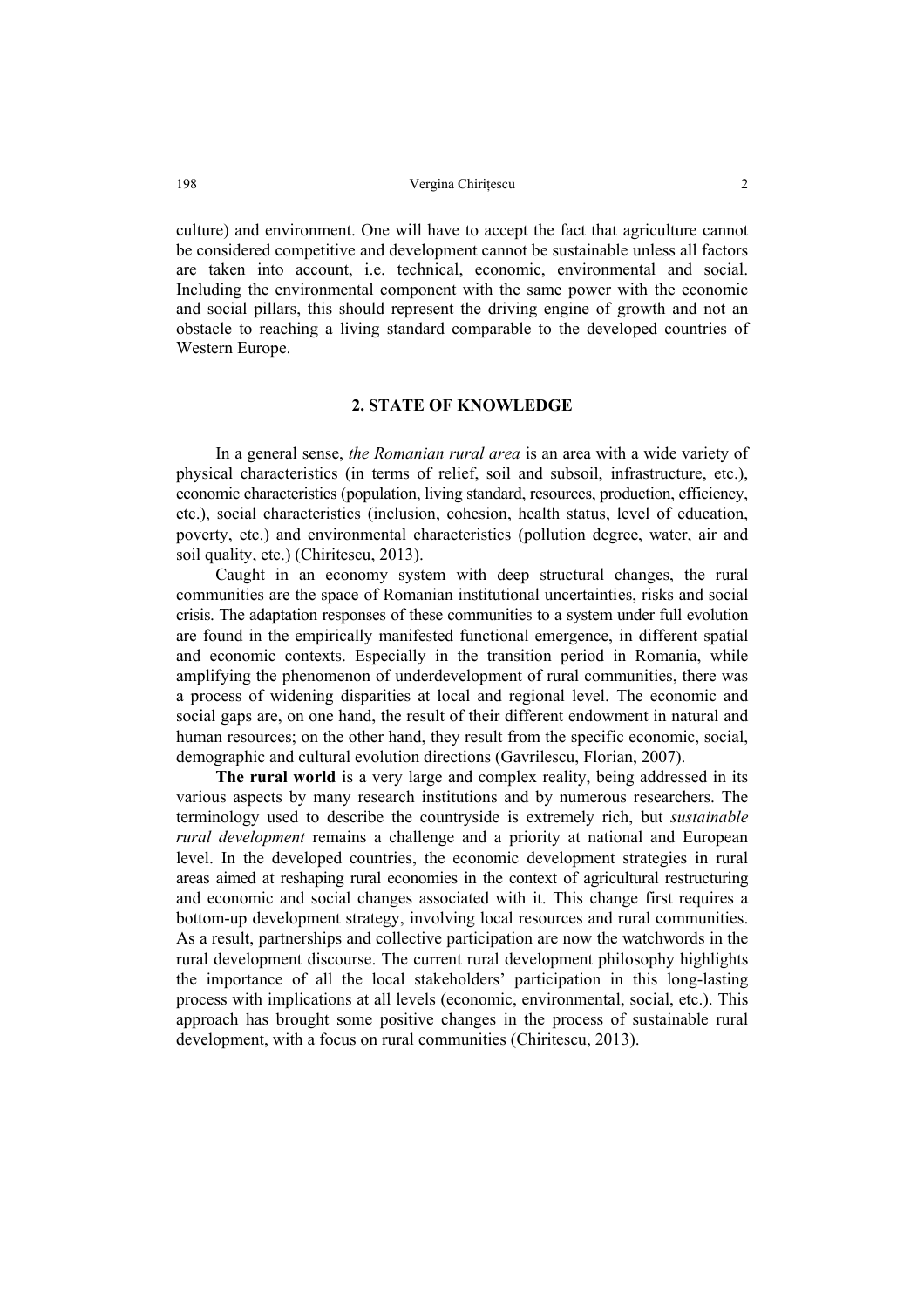culture) and environment. One will have to accept the fact that agriculture cannot be considered competitive and development cannot be sustainable unless all factors are taken into account, i.e. technical, economic, environmental and social. Including the environmental component with the same power with the economic and social pillars, this should represent the driving engine of growth and not an obstacle to reaching a living standard comparable to the developed countries of Western Europe.

## 2. STATE OF KNOWLEDGE

In a general sense, *the Romanian rural area* is an area with a wide variety of physical characteristics (in terms of relief, soil and subsoil, infrastructure, etc.), economic characteristics (population, living standard, resources, production, efficiency, etc.), social characteristics (inclusion, cohesion, health status, level of education, poverty, etc.) and environmental characteristics (pollution degree, water, air and soil quality, etc.) (Chiritescu, 2013).

Caught in an economy system with deep structural changes, the rural communities are the space of Romanian institutional uncertainties, risks and social crisis. The adaptation responses of these communities to a system under full evolution are found in the empirically manifested functional emergence, in different spatial and economic contexts. Especially in the transition period in Romania, while amplifying the phenomenon of underdevelopment of rural communities, there was a process of widening disparities at local and regional level. The economic and social gaps are, on one hand, the result of their different endowment in natural and human resources; on the other hand, they result from the specific economic, social, demographic and cultural evolution directions (Gavrilescu, Florian, 2007).

**The rural world** is a very large and complex reality, being addressed in its various aspects by many research institutions and by numerous researchers. The terminology used to describe the countryside is extremely rich, but *sustainable rural development* remains a challenge and a priority at national and European level. In the developed countries, the economic development strategies in rural areas aimed at reshaping rural economies in the context of agricultural restructuring and economic and social changes associated with it. This change first requires a bottom-up development strategy, involving local resources and rural communities. As a result, partnerships and collective participation are now the watchwords in the rural development discourse. The current rural development philosophy highlights the importance of all the local stakeholders' participation in this long-lasting process with implications at all levels (economic, environmental, social, etc.). This approach has brought some positive changes in the process of sustainable rural development, with a focus on rural communities (Chiritescu, 2013).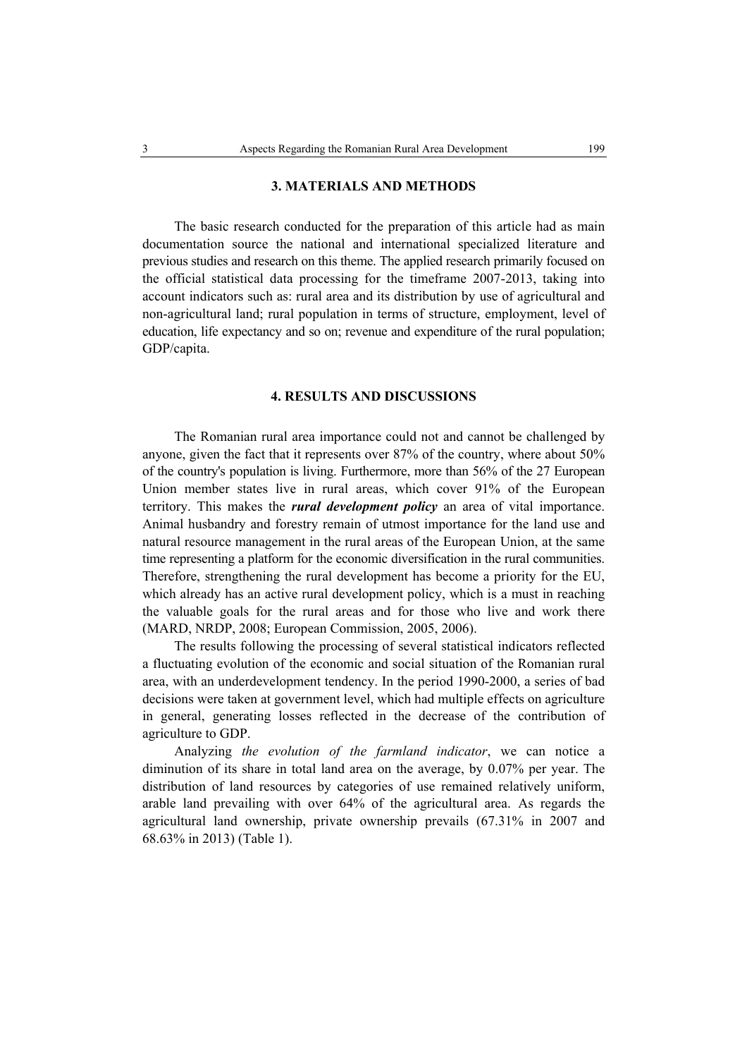## 3. MATERIALS AND METHODS

The basic research conducted for the preparation of this article had as main documentation source the national and international specialized literature and previous studies and research on this theme. The applied research primarily focused on the official statistical data processing for the timeframe 2007-2013, taking into account indicators such as: rural area and its distribution by use of agricultural and non-agricultural land; rural population in terms of structure, employment, level of education, life expectancy and so on; revenue and expenditure of the rural population; GDP/capita.

## 4. RESULTS AND DISCUSSIONS

The Romanian rural area importance could not and cannot be challenged by anyone, given the fact that it represents over 87% of the country, where about 50% of the country's population is living. Furthermore, more than 56% of the 27 European Union member states live in rural areas, which cover 91% of the European territory. This makes the ***rural development policy*** an area of vital importance. Animal husbandry and forestry remain of utmost importance for the land use and natural resource management in the rural areas of the European Union, at the same time representing a platform for the economic diversification in the rural communities. Therefore, strengthening the rural development has become a priority for the EU, which already has an active rural development policy, which is a must in reaching the valuable goals for the rural areas and for those who live and work there (MARD, NRDP, 2008; European Commission, 2005, 2006).

The results following the processing of several statistical indicators reflected a fluctuating evolution of the economic and social situation of the Romanian rural area, with an underdevelopment tendency. In the period 1990-2000, a series of bad decisions were taken at government level, which had multiple effects on agriculture in general, generating losses reflected in the decrease of the contribution of agriculture to GDP.

Analyzing *the evolution of the farmland indicator*, we can notice a diminution of its share in total land area on the average, by 0.07% per year. The distribution of land resources by categories of use remained relatively uniform, arable land prevailing with over 64% of the agricultural area. As regards the agricultural land ownership, private ownership prevails (67.31% in 2007 and 68.63% in 2013) (Table 1).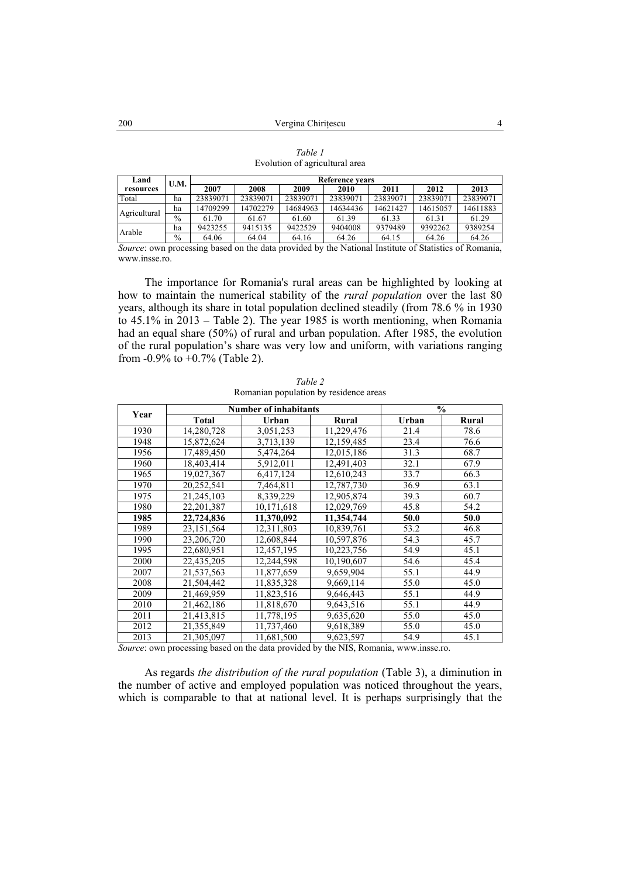*Table 1*
Evolution of agricultural area

| Land resources | U.M. | Reference years | | | | | | |
|---|---|---|---|---|---|---|---|---|
| | | 2007 | 2008 | 2009 | 2010 | 2011 | 2012 | 2013 |
| Total | ha | 23839071 | 23839071 | 23839071 | 23839071 | 23839071 | 23839071 | 23839071 |
| Agricultural | ha | 14709299 | 14702279 | 14684963 | 14634436 | 14621427 | 14615057 | 14611883 |
| | % | 61.70 | 61.67 | 61.60 | 61.39 | 61.33 | 61.31 | 61.29 |
| Arable | ha | 9423255 | 9415135 | 9422529 | 9404008 | 9379489 | 9392262 | 9389254 |
| | % | 64.06 | 64.04 | 64.16 | 64.26 | 64.15 | 64.26 | 64.26 |

*Source*: own processing based on the data provided by the National Institute of Statistics of Romania, www.insse.ro.

The importance for Romania's rural areas can be highlighted by looking at how to maintain the numerical stability of the *rural population* over the last 80 years, although its share in total population declined steadily (from 78.6 % in 1930 to 45.1% in 2013 – Table 2). The year 1985 is worth mentioning, when Romania had an equal share (50%) of rural and urban population. After 1985, the evolution of the rural population's share was very low and uniform, with variations ranging from -0.9% to +0.7% (Table 2).

*Table 2*
Romanian population by residence areas

| Year | Number of inhabitants | | | % | |
|---|---|---|---|---|---|
| | Total | Urban | Rural | Urban | Rural |
| 1930 | 14,280,728 | 3,051,253 | 11,229,476 | 21.4 | 78.6 |
| 1948 | 15,872,624 | 3,713,139 | 12,159,485 | 23.4 | 76.6 |
| 1956 | 17,489,450 | 5,474,264 | 12,015,186 | 31.3 | 68.7 |
| 1960 | 18,403,414 | 5,912,011 | 12,491,403 | 32.1 | 67.9 |
| 1965 | 19,027,367 | 6,417,124 | 12,610,243 | 33.7 | 66.3 |
| 1970 | 20,252,541 | 7,464,811 | 12,787,730 | 36.9 | 63.1 |
| 1975 | 21,245,103 | 8,339,229 | 12,905,874 | 39.3 | 60.7 |
| 1980 | 22,201,387 | 10,171,618 | 12,029,769 | 45.8 | 54.2 |
| **1985** | **22,724,836** | **11,370,092** | **11,354,744** | **50.0** | **50.0** |
| 1989 | 23,151,564 | 12,311,803 | 10,839,761 | 53.2 | 46.8 |
| 1990 | 23,206,720 | 12,608,844 | 10,597,876 | 54.3 | 45.7 |
| 1995 | 22,680,951 | 12,457,195 | 10,223,756 | 54.9 | 45.1 |
| 2000 | 22,435,205 | 12,244,598 | 10,190,607 | 54.6 | 45.4 |
| 2007 | 21,537,563 | 11,877,659 | 9,659,904 | 55.1 | 44.9 |
| 2008 | 21,504,442 | 11,835,328 | 9,669,114 | 55.0 | 45.0 |
| 2009 | 21,469,959 | 11,823,516 | 9,646,443 | 55.1 | 44.9 |
| 2010 | 21,462,186 | 11,818,670 | 9,643,516 | 55.1 | 44.9 |
| 2011 | 21,413,815 | 11,778,195 | 9,635,620 | 55.0 | 45.0 |
| 2012 | 21,355,849 | 11,737,460 | 9,618,389 | 55.0 | 45.0 |
| 2013 | 21,305,097 | 11,681,500 | 9,623,597 | 54.9 | 45.1 |

*Source*: own processing based on the data provided by the NIS, Romania, www.insse.ro.

As regards *the distribution of the rural population* (Table 3), a diminution in the number of active and employed population was noticed throughout the years, which is comparable to that at national level. It is perhaps surprisingly that the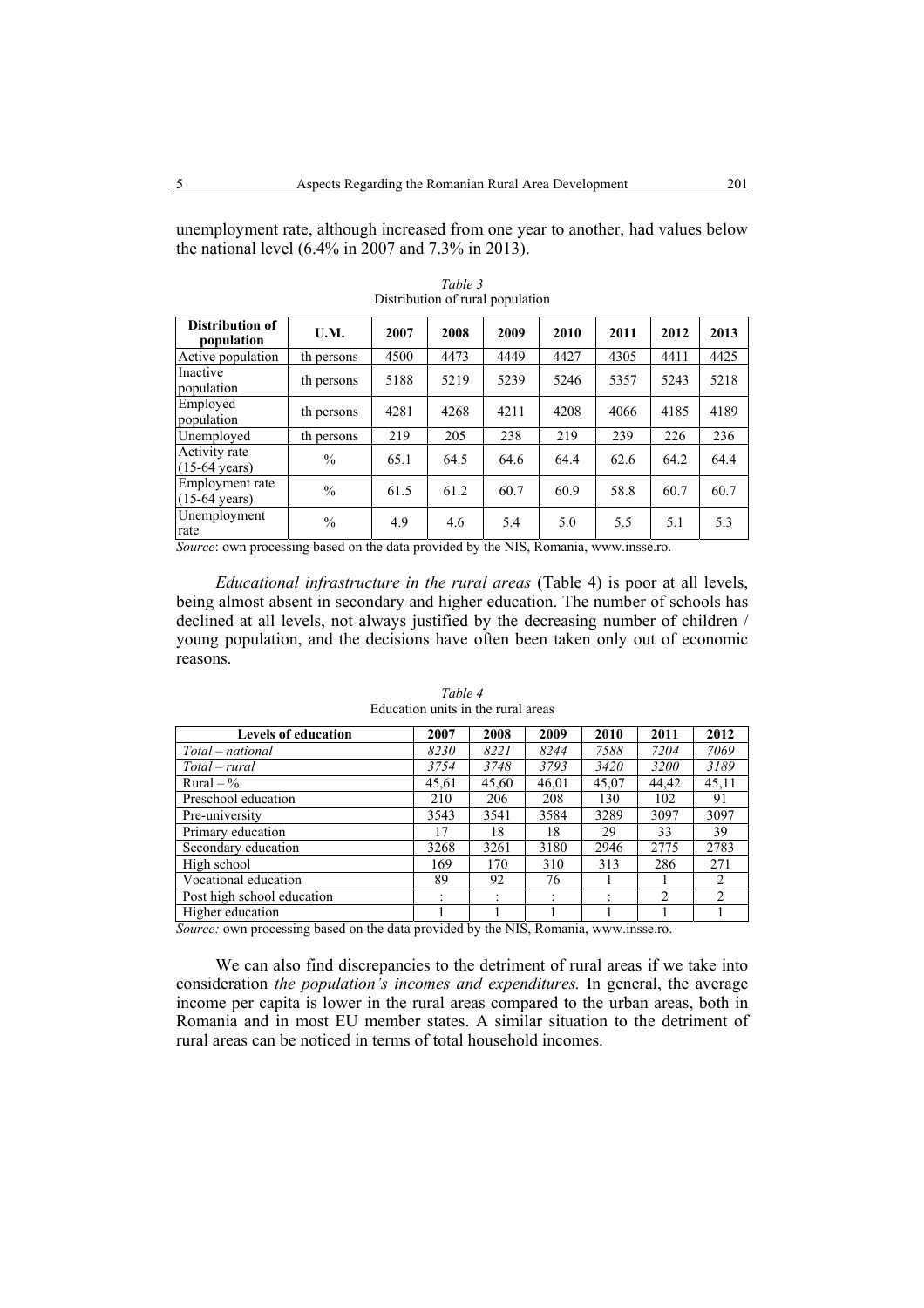unemployment rate, although increased from one year to another, had values below the national level (6.4% in 2007 and 7.3% in 2013).

*Table 3*
Distribution of rural population

| Distribution of population | U.M. | 2007 | 2008 | 2009 | 2010 | 2011 | 2012 | 2013 |
|---|---|---|---|---|---|---|---|---|
| Active population | th persons | 4500 | 4473 | 4449 | 4427 | 4305 | 4411 | 4425 |
| Inactive population | th persons | 5188 | 5219 | 5239 | 5246 | 5357 | 5243 | 5218 |
| Employed population | th persons | 4281 | 4268 | 4211 | 4208 | 4066 | 4185 | 4189 |
| Unemployed | th persons | 219 | 205 | 238 | 219 | 239 | 226 | 236 |
| Activity rate (15-64 years) | % | 65.1 | 64.5 | 64.6 | 64.4 | 62.6 | 64.2 | 64.4 |
| Employment rate (15-64 years) | % | 61.5 | 61.2 | 60.7 | 60.9 | 58.8 | 60.7 | 60.7 |
| Unemployment rate | % | 4.9 | 4.6 | 5.4 | 5.0 | 5.5 | 5.1 | 5.3 |

*Source*: own processing based on the data provided by the NIS, Romania, www.insse.ro.

*Educational infrastructure in the rural areas* (Table 4) is poor at all levels, being almost absent in secondary and higher education. The number of schools has declined at all levels, not always justified by the decreasing number of children / young population, and the decisions have often been taken only out of economic reasons.

*Table 4*
Education units in the rural areas

| Levels of education | 2007 | 2008 | 2009 | 2010 | 2011 | 2012 |
|---|---|---|---|---|---|---|
| *Total – national* | *8230* | *8221* | *8244* | *7588* | *7204* | *7069* |
| *Total – rural* | *3754* | *3748* | *3793* | *3420* | *3200* | *3189* |
| Rural – % | 45,61 | 45,60 | 46,01 | 45,07 | 44,42 | 45,11 |
| Preschool education | 210 | 206 | 208 | 130 | 102 | 91 |
| Pre-university | 3543 | 3541 | 3584 | 3289 | 3097 | 3097 |
| Primary education | 17 | 18 | 18 | 29 | 33 | 39 |
| Secondary education | 3268 | 3261 | 3180 | 2946 | 2775 | 2783 |
| High school | 169 | 170 | 310 | 313 | 286 | 271 |
| Vocational education | 89 | 92 | 76 | 1 | 1 | 2 |
| Post high school education | : | : | : | : | 2 | 2 |
| Higher education | 1 | 1 | 1 | 1 | 1 | 1 |

*Source:* own processing based on the data provided by the NIS, Romania, www.insse.ro.

We can also find discrepancies to the detriment of rural areas if we take into consideration *the population's incomes and expenditures.* In general, the average income per capita is lower in the rural areas compared to the urban areas, both in Romania and in most EU member states. A similar situation to the detriment of rural areas can be noticed in terms of total household incomes.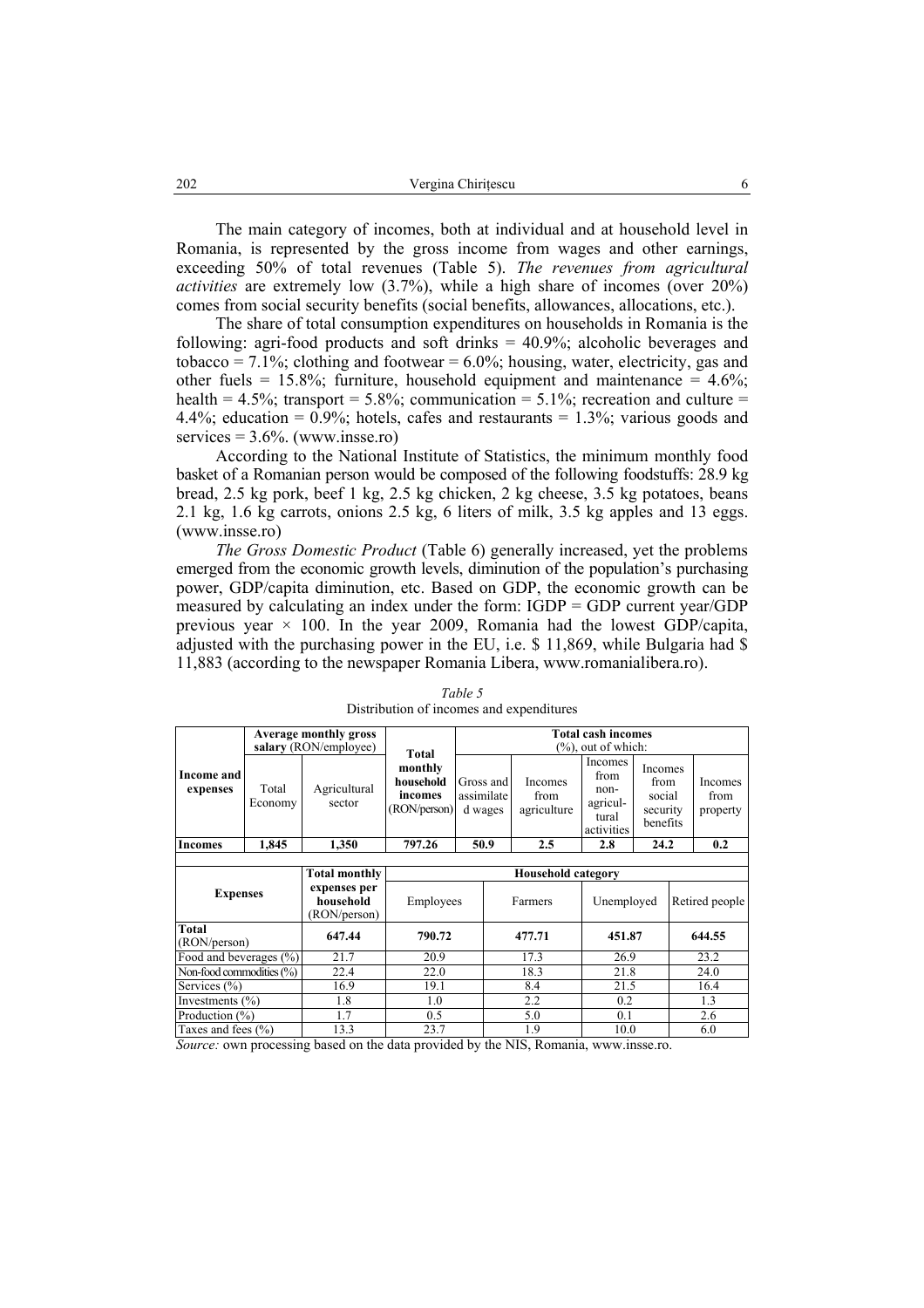The main category of incomes, both at individual and at household level in Romania, is represented by the gross income from wages and other earnings, exceeding 50% of total revenues (Table 5). *The revenues from agricultural activities* are extremely low (3.7%), while a high share of incomes (over 20%) comes from social security benefits (social benefits, allowances, allocations, etc.).

The share of total consumption expenditures on households in Romania is the following: agri-food products and soft drinks = 40.9%; alcoholic beverages and tobacco = 7.1%; clothing and footwear = 6.0%; housing, water, electricity, gas and other fuels = 15.8%; furniture, household equipment and maintenance = 4.6%; health = 4.5%; transport = 5.8%; communication = 5.1%; recreation and culture = 4.4%; education = 0.9%; hotels, cafes and restaurants = 1.3%; various goods and services = 3.6%. (www.insse.ro)

According to the National Institute of Statistics, the minimum monthly food basket of a Romanian person would be composed of the following foodstuffs: 28.9 kg bread, 2.5 kg pork, beef 1 kg, 2.5 kg chicken, 2 kg cheese, 3.5 kg potatoes, beans 2.1 kg, 1.6 kg carrots, onions 2.5 kg, 6 liters of milk, 3.5 kg apples and 13 eggs. (www.insse.ro)

*The Gross Domestic Product* (Table 6) generally increased, yet the problems emerged from the economic growth levels, diminution of the population's purchasing power, GDP/capita diminution, etc. Based on GDP, the economic growth can be measured by calculating an index under the form: IGDP = GDP current year/GDP previous year × 100. In the year 2009, Romania had the lowest GDP/capita, adjusted with the purchasing power in the EU, i.e. $ 11,869, while Bulgaria had $ 11,883 (according to the newspaper Romania Libera, www.romanialibera.ro).

*Table 5*

Distribution of incomes and expenditures

| Income and expenses | **Average monthly gross salary** (RON/employee) | | **Total monthly household incomes** (RON/person) | **Total cash incomes** (%), out of which: | | | | |
|---|---|---|---|---|---|---|---|---|
| | Total Economy | Agricultural sector | | Gross and assimilated wages | Incomes from agriculture | Incomes from non-agricultural activities | Incomes from social security benefits | Incomes from property |
| **Incomes** | **1,845** | **1,350** | **797.26** | **50.9** | **2.5** | **2.8** | **24.2** | **0.2** |

| **Expenses** | **Total monthly expenses per household** (RON/person) | **Household category** | | | |
|---|---|---|---|---|---|
| | | Employees | Farmers | Unemployed | Retired people |
| **Total** (RON/person) | **647.44** | **790.72** | **477.71** | **451.87** | **644.55** |
| Food and beverages (%) | 21.7 | 20.9 | 17.3 | 26.9 | 23.2 |
| Non-food commodities (%) | 22.4 | 22.0 | 18.3 | 21.8 | 24.0 |
| Services (%) | 16.9 | 19.1 | 8.4 | 21.5 | 16.4 |
| Investments (%) | 1.8 | 1.0 | 2.2 | 0.2 | 1.3 |
| Production (%) | 1.7 | 0.5 | 5.0 | 0.1 | 2.6 |
| Taxes and fees (%) | 13.3 | 23.7 | 1.9 | 10.0 | 6.0 |

*Source:* own processing based on the data provided by the NIS, Romania, www.insse.ro.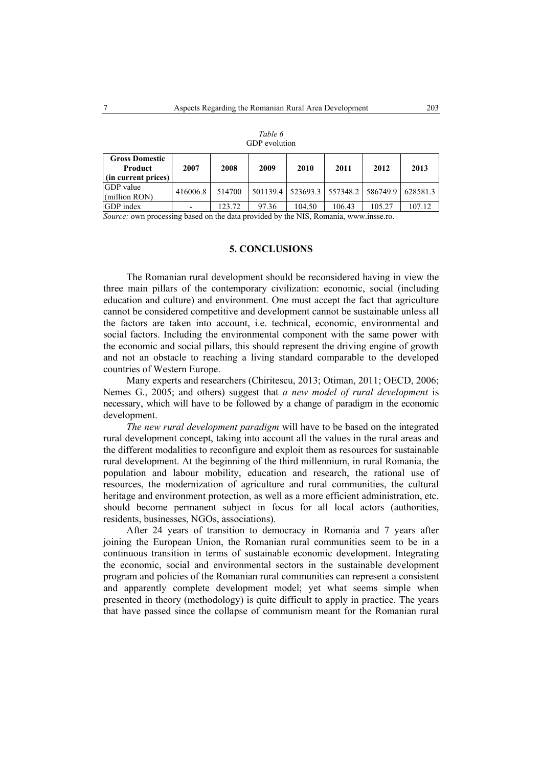*Table 6*
GDP evolution

| Gross Domestic Product (in current prices) | 2007 | 2008 | 2009 | 2010 | 2011 | 2012 | 2013 |
|---|---|---|---|---|---|---|---|
| GDP value (million RON) | 416006.8 | 514700 | 501139.4 | 523693.3 | 557348.2 | 586749.9 | 628581.3 |
| GDP index | - | 123.72 | 97.36 | 104,50 | 106.43 | 105.27 | 107.12 |

*Source:* own processing based on the data provided by the NIS, Romania, www.insse.ro.

## 5. CONCLUSIONS

The Romanian rural development should be reconsidered having in view the three main pillars of the contemporary civilization: economic, social (including education and culture) and environment. One must accept the fact that agriculture cannot be considered competitive and development cannot be sustainable unless all the factors are taken into account, i.e. technical, economic, environmental and social factors. Including the environmental component with the same power with the economic and social pillars, this should represent the driving engine of growth and not an obstacle to reaching a living standard comparable to the developed countries of Western Europe.

Many experts and researchers (Chiritescu, 2013; Otiman, 2011; OECD, 2006; Nemes G., 2005; and others) suggest that *a new model of rural development* is necessary, which will have to be followed by a change of paradigm in the economic development.

*The new rural development paradigm* will have to be based on the integrated rural development concept, taking into account all the values in the rural areas and the different modalities to reconfigure and exploit them as resources for sustainable rural development. At the beginning of the third millennium, in rural Romania, the population and labour mobility, education and research, the rational use of resources, the modernization of agriculture and rural communities, the cultural heritage and environment protection, as well as a more efficient administration, etc. should become permanent subject in focus for all local actors (authorities, residents, businesses, NGOs, associations).

After 24 years of transition to democracy in Romania and 7 years after joining the European Union, the Romanian rural communities seem to be in a continuous transition in terms of sustainable economic development. Integrating the economic, social and environmental sectors in the sustainable development program and policies of the Romanian rural communities can represent a consistent and apparently complete development model; yet what seems simple when presented in theory (methodology) is quite difficult to apply in practice. The years that have passed since the collapse of communism meant for the Romanian rural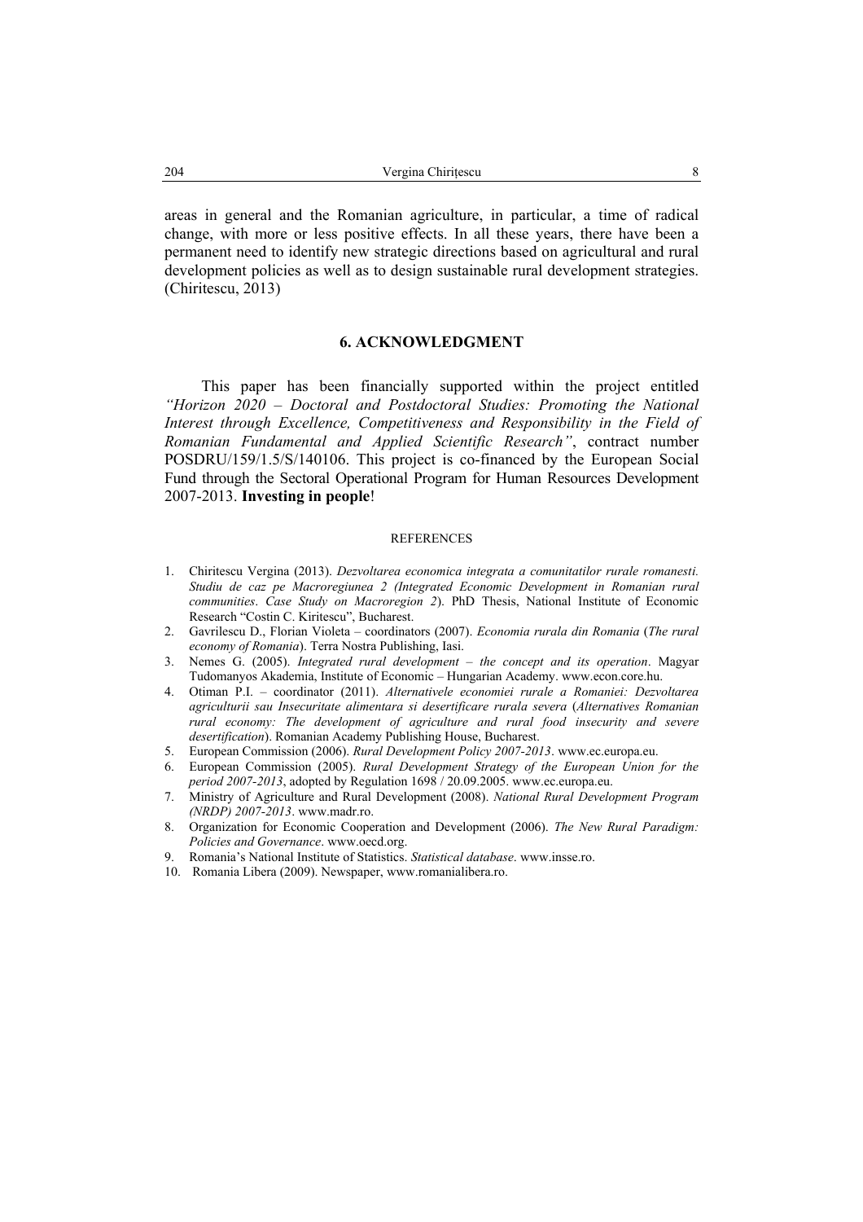areas in general and the Romanian agriculture, in particular, a time of radical change, with more or less positive effects. In all these years, there have been a permanent need to identify new strategic directions based on agricultural and rural development policies as well as to design sustainable rural development strategies. (Chiritescu, 2013)

## 6. ACKNOWLEDGMENT

This paper has been financially supported within the project entitled *"Horizon 2020 – Doctoral and Postdoctoral Studies: Promoting the National Interest through Excellence, Competitiveness and Responsibility in the Field of Romanian Fundamental and Applied Scientific Research"*, contract number POSDRU/159/1.5/S/140106. This project is co-financed by the European Social Fund through the Sectoral Operational Program for Human Resources Development 2007-2013. **Investing in people**!

## REFERENCES

1. Chiritescu Vergina (2013). *Dezvoltarea economica integrata a comunitatilor rurale romanesti. Studiu de caz pe Macroregiunea 2 (Integrated Economic Development in Romanian rural communities. Case Study on Macroregion 2*). PhD Thesis, National Institute of Economic Research "Costin C. Kiritescu", Bucharest.
2. Gavrilescu D., Florian Violeta – coordinators (2007). *Economia rurala din Romania* (*The rural economy of Romania*). Terra Nostra Publishing, Iasi.
3. Nemes G. (2005). *Integrated rural development – the concept and its operation*. Magyar Tudomanyos Akademia, Institute of Economic – Hungarian Academy. www.econ.core.hu.
4. Otiman P.I. – coordinator (2011). *Alternativele economiei rurale a Romaniei: Dezvoltarea agriculturii sau Insecuritate alimentara si desertificare rurala severa* (*Alternatives Romanian rural economy: The development of agriculture and rural food insecurity and severe desertification*). Romanian Academy Publishing House, Bucharest.
5. European Commission (2006). *Rural Development Policy 2007-2013*. www.ec.europa.eu.
6. European Commission (2005). *Rural Development Strategy of the European Union for the period 2007-2013*, adopted by Regulation 1698 / 20.09.2005. www.ec.europa.eu.
7. Ministry of Agriculture and Rural Development (2008). *National Rural Development Program (NRDP) 2007-2013*. www.madr.ro.
8. Organization for Economic Cooperation and Development (2006). *The New Rural Paradigm: Policies and Governance*. www.oecd.org.
9. Romania's National Institute of Statistics. *Statistical database*. www.insse.ro.
10. Romania Libera (2009). Newspaper, www.romanialibera.ro.